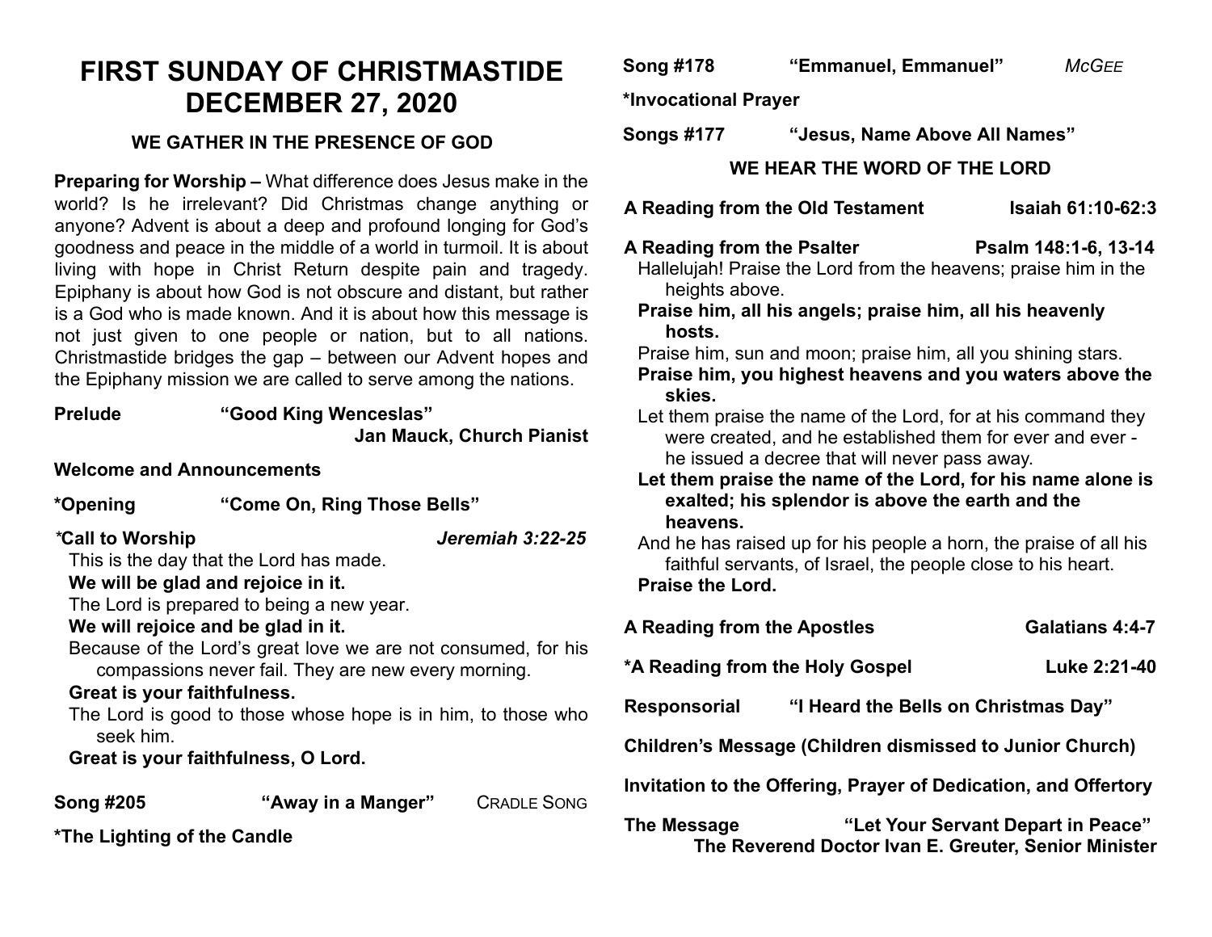# FIRST SUNDAY OF CHRISTMASTIDE
# DECEMBER 27, 2020

### WE GATHER IN THE PRESENCE OF GOD

**Preparing for Worship –** What difference does Jesus make in the world? Is he irrelevant? Did Christmas change anything or anyone? Advent is about a deep and profound longing for God's goodness and peace in the middle of a world in turmoil. It is about living with hope in Christ Return despite pain and tragedy. Epiphany is about how God is not obscure and distant, but rather is a God who is made known. And it is about how this message is not just given to one people or nation, but to all nations. Christmastide bridges the gap – between our Advent hopes and the Epiphany mission we are called to serve among the nations.

**Prelude** **"Good King Wenceslas"**
**Jan Mauck, Church Pianist**

**Welcome and Announcements**

**\*Opening** **"Come On, Ring Those Bells"**

**\*Call to Worship** ***Jeremiah 3:22-25***

This is the day that the Lord has made.
**We will be glad and rejoice in it.**
The Lord is prepared to being a new year.
**We will rejoice and be glad in it.**
Because of the Lord's great love we are not consumed, for his compassions never fail. They are new every morning.
**Great is your faithfulness.**
The Lord is good to those whose hope is in him, to those who seek him.
**Great is your faithfulness, O Lord.**

**Song #205** **"Away in a Manger"** CRADLE SONG

**\*The Lighting of the Candle**

**Song #178** **"Emmanuel, Emmanuel"** *McGEE*

**\*Invocational Prayer**

**Songs #177** **"Jesus, Name Above All Names"**

### WE HEAR THE WORD OF THE LORD

**A Reading from the Old Testament** **Isaiah 61:10-62:3**

**A Reading from the Psalter** **Psalm 148:1-6, 13-14**

Hallelujah! Praise the Lord from the heavens; praise him in the heights above.
**Praise him, all his angels; praise him, all his heavenly hosts.**
Praise him, sun and moon; praise him, all you shining stars.
**Praise him, you highest heavens and you waters above the skies.**
Let them praise the name of the Lord, for at his command they were created, and he established them for ever and ever - he issued a decree that will never pass away.
**Let them praise the name of the Lord, for his name alone is exalted; his splendor is above the earth and the heavens.**
And he has raised up for his people a horn, the praise of all his faithful servants, of Israel, the people close to his heart.
**Praise the Lord.**

**A Reading from the Apostles** **Galatians 4:4-7**

**\*A Reading from the Holy Gospel** **Luke 2:21-40**

**Responsorial** **"I Heard the Bells on Christmas Day"**

**Children's Message (Children dismissed to Junior Church)**

**Invitation to the Offering, Prayer of Dedication, and Offertory**

**The Message** **"Let Your Servant Depart in Peace"**
**The Reverend Doctor Ivan E. Greuter, Senior Minister**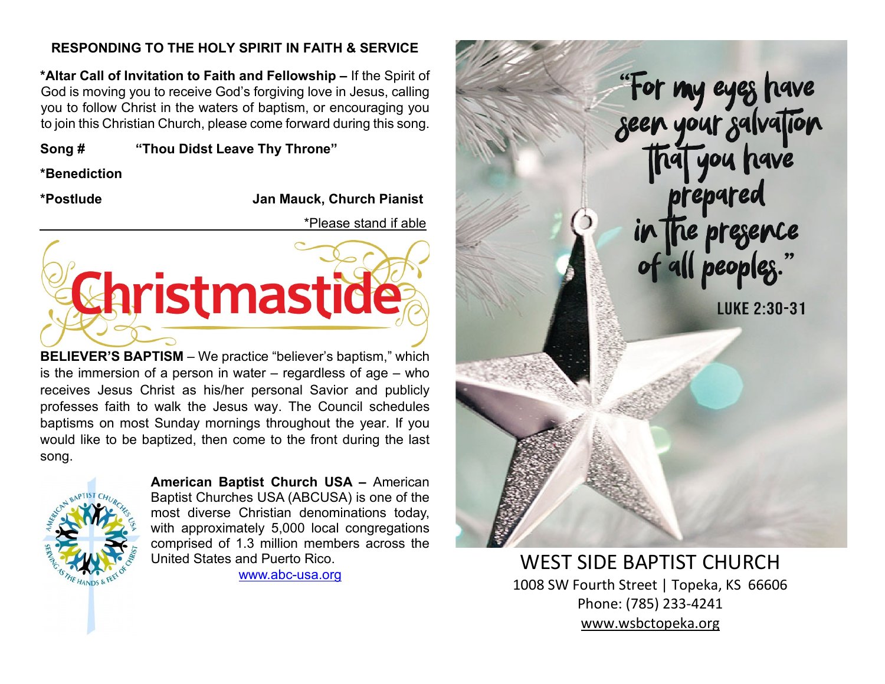## RESPONDING TO THE HOLY SPIRIT IN FAITH & SERVICE

**\*Altar Call of Invitation to Faith and Fellowship –** If the Spirit of God is moving you to receive God's forgiving love in Jesus, calling you to follow Christ in the waters of baptism, or encouraging you to join this Christian Church, please come forward during this song.

**Song #** **"Thou Didst Leave Thy Throne"**

**\*Benediction**

**\*Postlude** **Jan Mauck, Church Pianist**

\*Please stand if able

# Christmastide

**BELIEVER'S BAPTISM** – We practice "believer's baptism," which is the immersion of a person in water – regardless of age – who receives Jesus Christ as his/her personal Savior and publicly professes faith to walk the Jesus way. The Council schedules baptisms on most Sunday mornings throughout the year. If you would like to be baptized, then come to the front during the last song.

AMERICAN BAPTIST CHURCHES USA
SERVING AS THE HANDS & FEET OF CHRIST

**American Baptist Church USA –** American Baptist Churches USA (ABCUSA) is one of the most diverse Christian denominations today, with approximately 5,000 local congregations comprised of 1.3 million members across the United States and Puerto Rico.

www.abc-usa.org

"For my eyes have seen your salvation that you have prepared in the presence of all peoples."

LUKE 2:30-31

WEST SIDE BAPTIST CHURCH

1008 SW Fourth Street | Topeka, KS 66606

Phone: (785) 233-4241

www.wsbctopeka.org